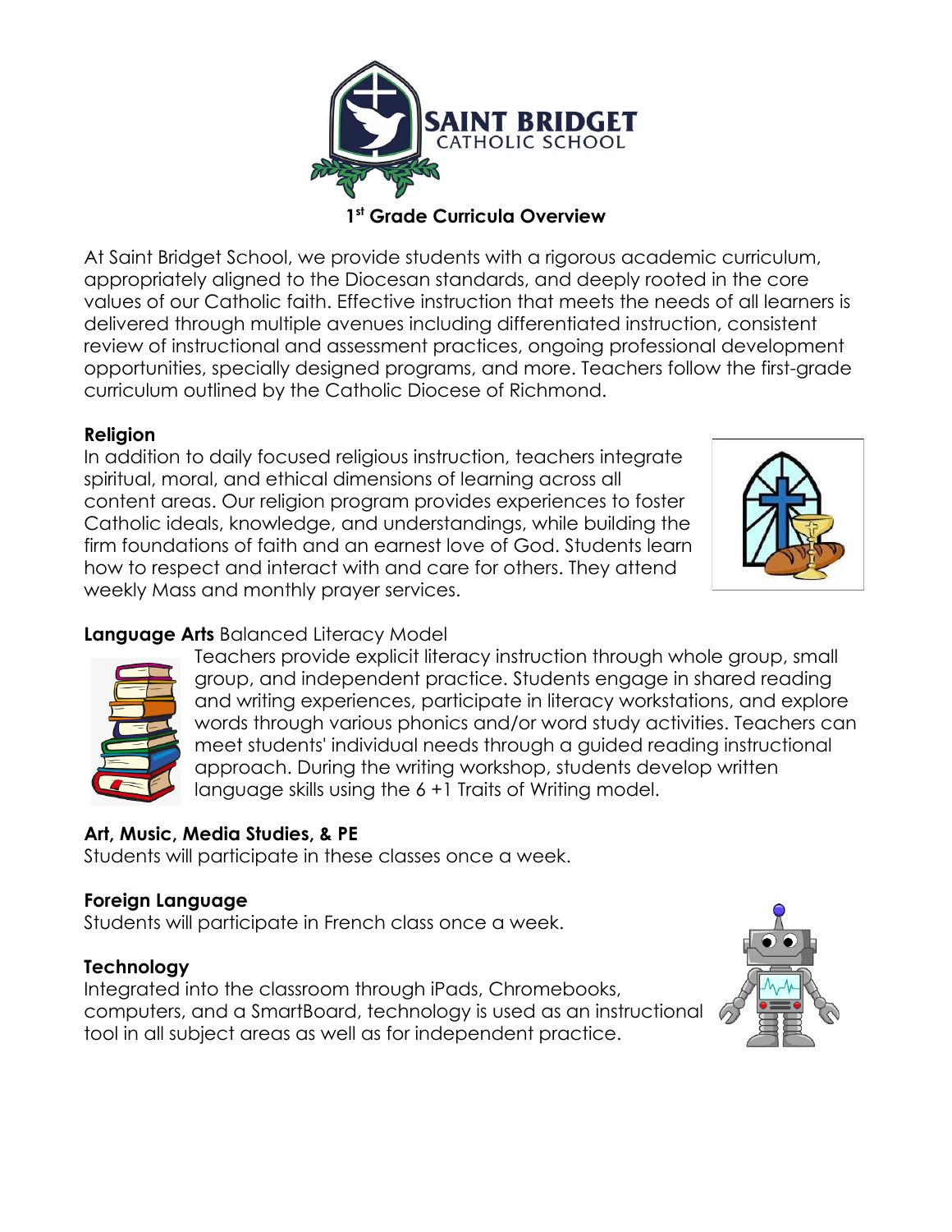SAINT BRIDGET
CATHOLIC SCHOOL

# 1st Grade Curricula Overview

At Saint Bridget School, we provide students with a rigorous academic curriculum, appropriately aligned to the Diocesan standards, and deeply rooted in the core values of our Catholic faith. Effective instruction that meets the needs of all learners is delivered through multiple avenues including differentiated instruction, consistent review of instructional and assessment practices, ongoing professional development opportunities, specially designed programs, and more. Teachers follow the first-grade curriculum outlined by the Catholic Diocese of Richmond.

**Religion**

In addition to daily focused religious instruction, teachers integrate spiritual, moral, and ethical dimensions of learning across all content areas. Our religion program provides experiences to foster Catholic ideals, knowledge, and understandings, while building the firm foundations of faith and an earnest love of God. Students learn how to respect and interact with and care for others. They attend weekly Mass and monthly prayer services.

**Language Arts** Balanced Literacy Model

Teachers provide explicit literacy instruction through whole group, small group, and independent practice. Students engage in shared reading and writing experiences, participate in literacy workstations, and explore words through various phonics and/or word study activities. Teachers can meet students' individual needs through a guided reading instructional approach. During the writing workshop, students develop written language skills using the 6 +1 Traits of Writing model.

**Art, Music, Media Studies, & PE**

Students will participate in these classes once a week.

**Foreign Language**

Students will participate in French class once a week.

**Technology**

Integrated into the classroom through iPads, Chromebooks, computers, and a SmartBoard, technology is used as an instructional tool in all subject areas as well as for independent practice.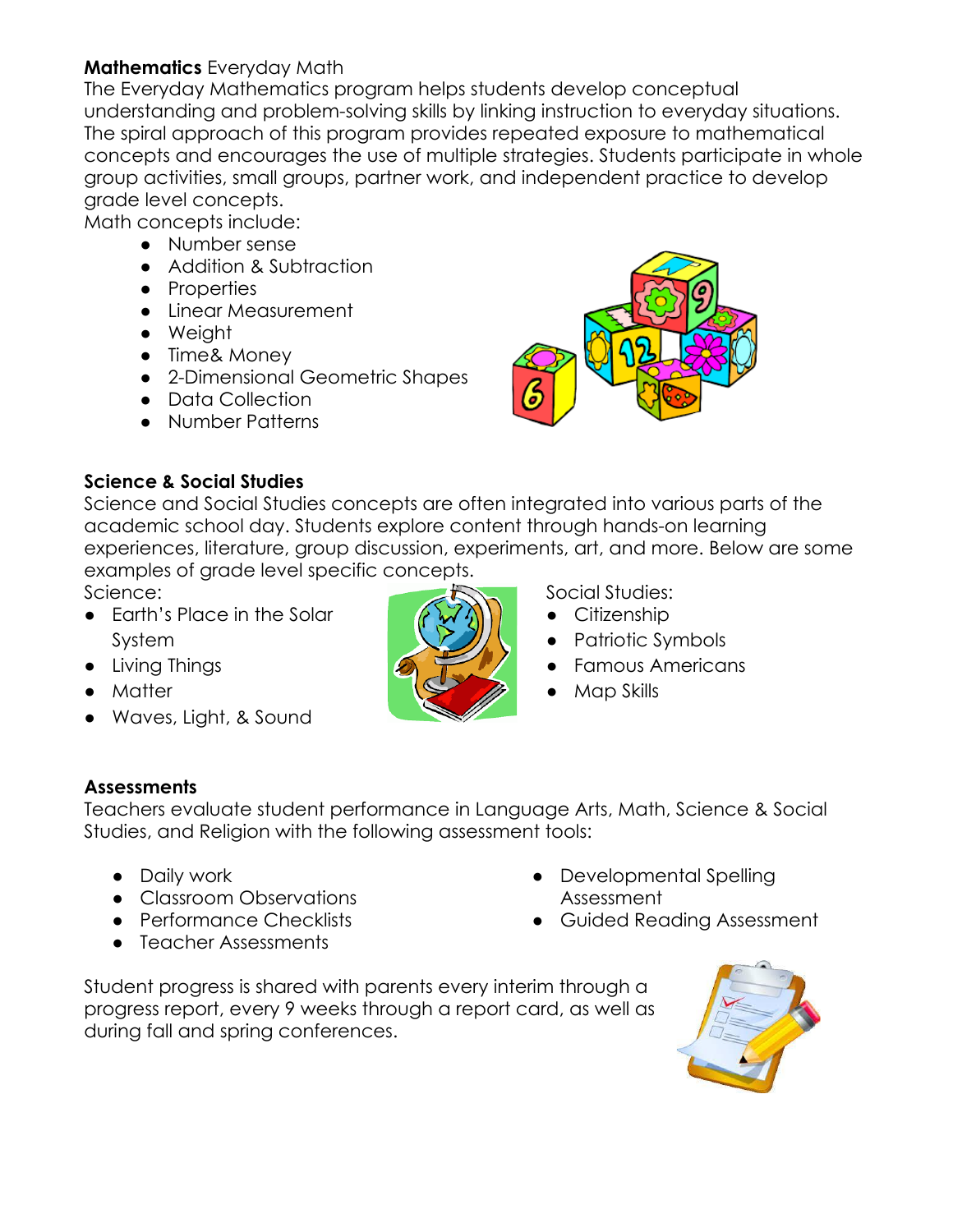**Mathematics** Everyday Math

The Everyday Mathematics program helps students develop conceptual understanding and problem-solving skills by linking instruction to everyday situations. The spiral approach of this program provides repeated exposure to mathematical concepts and encourages the use of multiple strategies. Students participate in whole group activities, small groups, partner work, and independent practice to develop grade level concepts.

Math concepts include:

- Number sense
- Addition & Subtraction
- Properties
- Linear Measurement
- Weight
- Time& Money
- 2-Dimensional Geometric Shapes
- Data Collection
- Number Patterns

**Science & Social Studies**

Science and Social Studies concepts are often integrated into various parts of the academic school day. Students explore content through hands-on learning experiences, literature, group discussion, experiments, art, and more. Below are some examples of grade level specific concepts.

Science:

- Earth's Place in the Solar System
- Living Things
- Matter
- Waves, Light, & Sound

Social Studies:

- Citizenship
- Patriotic Symbols
- Famous Americans
- Map Skills

**Assessments**

Teachers evaluate student performance in Language Arts, Math, Science & Social Studies, and Religion with the following assessment tools:

- Daily work
- Classroom Observations
- Performance Checklists
- Teacher Assessments
- Developmental Spelling Assessment
- Guided Reading Assessment

Student progress is shared with parents every interim through a progress report, every 9 weeks through a report card, as well as during fall and spring conferences.